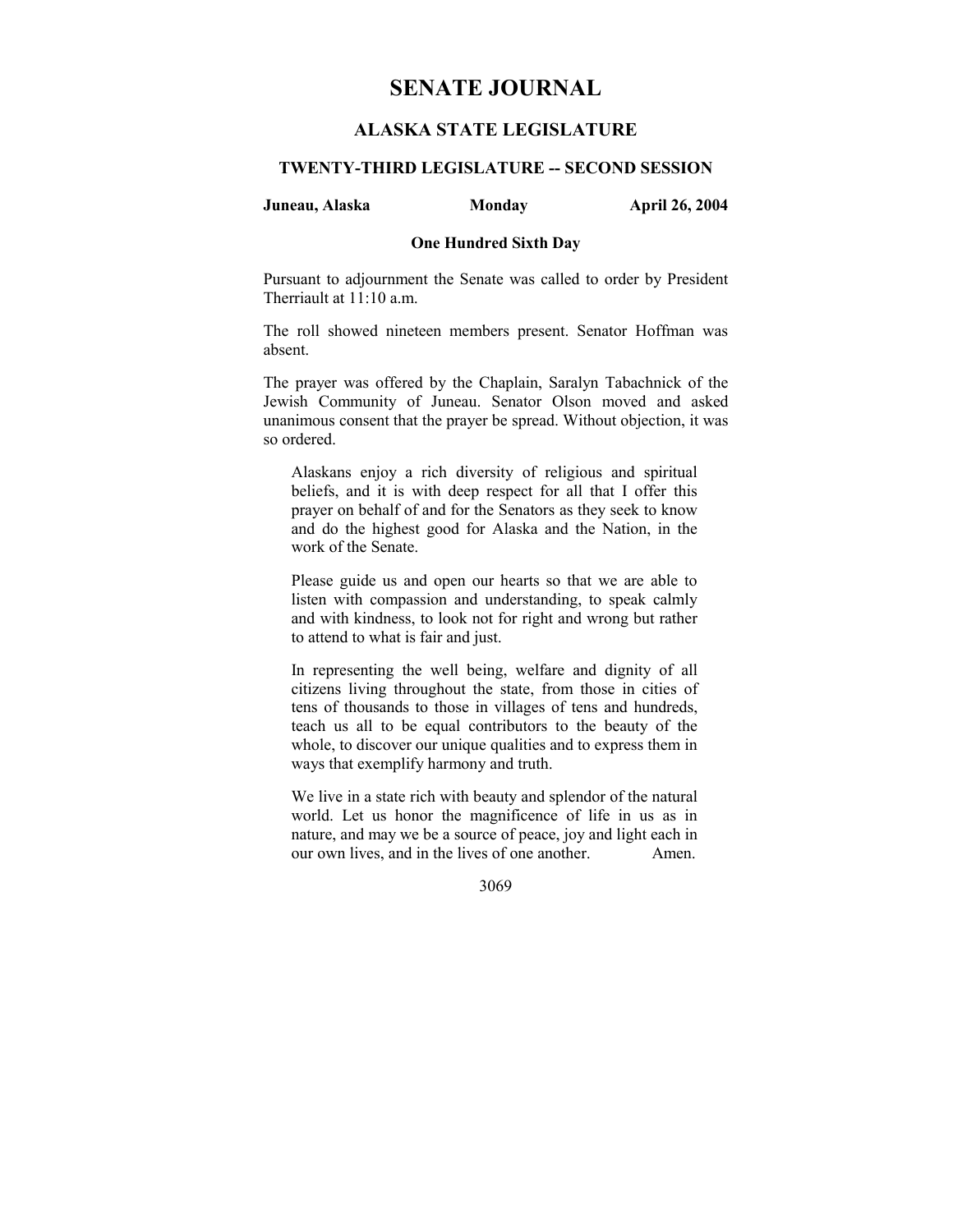# SENATE JOURNAL

## ALASKA STATE LEGISLATURE

### TWENTY-THIRD LEGISLATURE -- SECOND SESSION

**Juneau, Alaska** **Monday** **April 26, 2004**

**One Hundred Sixth Day**

Pursuant to adjournment the Senate was called to order by President Therriault at 11:10 a.m.

The roll showed nineteen members present. Senator Hoffman was absent.

The prayer was offered by the Chaplain, Saralyn Tabachnick of the Jewish Community of Juneau. Senator Olson moved and asked unanimous consent that the prayer be spread. Without objection, it was so ordered.

> Alaskans enjoy a rich diversity of religious and spiritual beliefs, and it is with deep respect for all that I offer this prayer on behalf of and for the Senators as they seek to know and do the highest good for Alaska and the Nation, in the work of the Senate.
>
> Please guide us and open our hearts so that we are able to listen with compassion and understanding, to speak calmly and with kindness, to look not for right and wrong but rather to attend to what is fair and just.
>
> In representing the well being, welfare and dignity of all citizens living throughout the state, from those in cities of tens of thousands to those in villages of tens and hundreds, teach us all to be equal contributors to the beauty of the whole, to discover our unique qualities and to express them in ways that exemplify harmony and truth.
>
> We live in a state rich with beauty and splendor of the natural world. Let us honor the magnificence of life in us as in nature, and may we be a source of peace, joy and light each in our own lives, and in the lives of one another. Amen.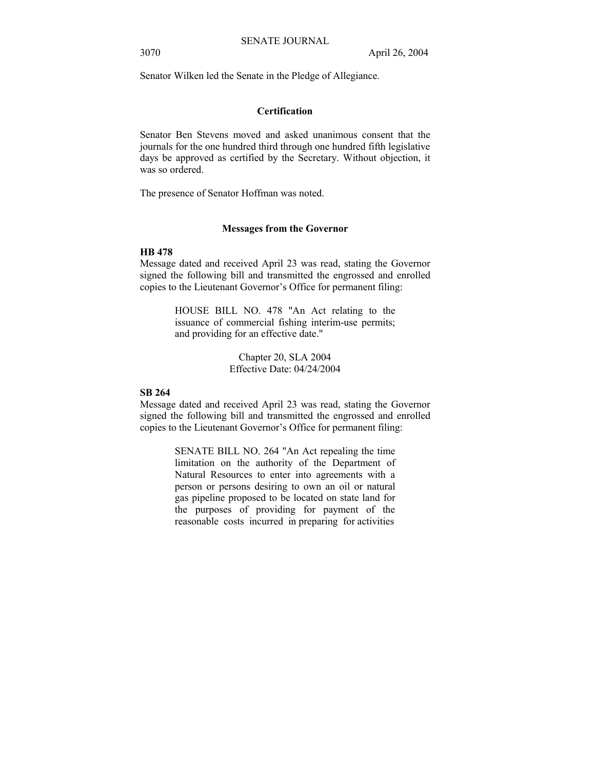Senator Wilken led the Senate in the Pledge of Allegiance.

## Certification

Senator Ben Stevens moved and asked unanimous consent that the journals for the one hundred third through one hundred fifth legislative days be approved as certified by the Secretary. Without objection, it was so ordered.

The presence of Senator Hoffman was noted.

## Messages from the Governor

**HB 478**

Message dated and received April 23 was read, stating the Governor signed the following bill and transmitted the engrossed and enrolled copies to the Lieutenant Governor's Office for permanent filing:

> HOUSE BILL NO. 478 "An Act relating to the issuance of commercial fishing interim-use permits; and providing for an effective date."
>
> Chapter 20, SLA 2004
> Effective Date: 04/24/2004

**SB 264**

Message dated and received April 23 was read, stating the Governor signed the following bill and transmitted the engrossed and enrolled copies to the Lieutenant Governor's Office for permanent filing:

> SENATE BILL NO. 264 "An Act repealing the time limitation on the authority of the Department of Natural Resources to enter into agreements with a person or persons desiring to own an oil or natural gas pipeline proposed to be located on state land for the purposes of providing for payment of the reasonable costs incurred in preparing for activities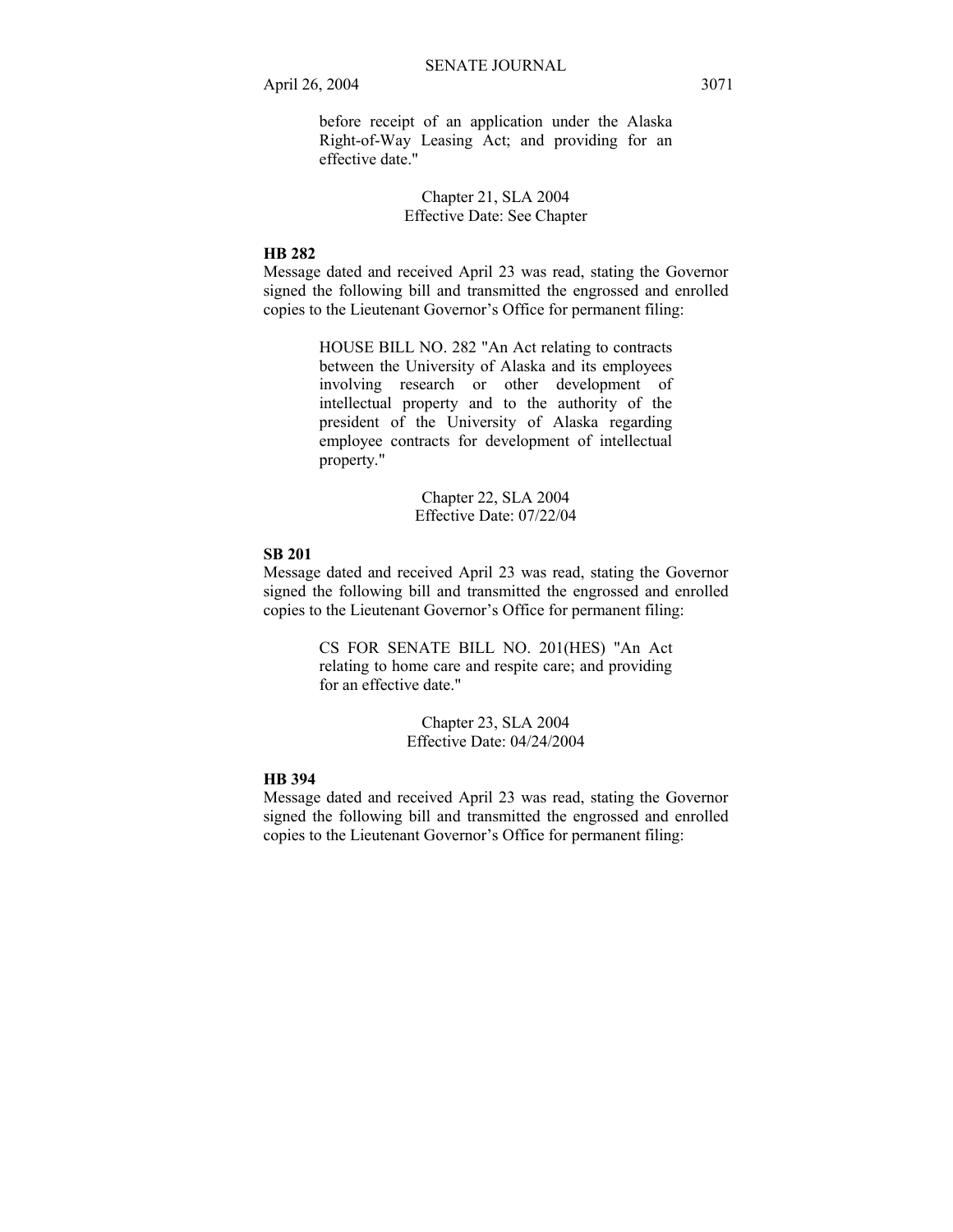before receipt of an application under the Alaska Right-of-Way Leasing Act; and providing for an effective date."

Chapter 21, SLA 2004
Effective Date: See Chapter

**HB 282**

Message dated and received April 23 was read, stating the Governor signed the following bill and transmitted the engrossed and enrolled copies to the Lieutenant Governor's Office for permanent filing:

HOUSE BILL NO. 282 "An Act relating to contracts between the University of Alaska and its employees involving research or other development of intellectual property and to the authority of the president of the University of Alaska regarding employee contracts for development of intellectual property."

Chapter 22, SLA 2004
Effective Date: 07/22/04

**SB 201**

Message dated and received April 23 was read, stating the Governor signed the following bill and transmitted the engrossed and enrolled copies to the Lieutenant Governor's Office for permanent filing:

CS FOR SENATE BILL NO. 201(HES) "An Act relating to home care and respite care; and providing for an effective date."

Chapter 23, SLA 2004
Effective Date: 04/24/2004

**HB 394**

Message dated and received April 23 was read, stating the Governor signed the following bill and transmitted the engrossed and enrolled copies to the Lieutenant Governor's Office for permanent filing: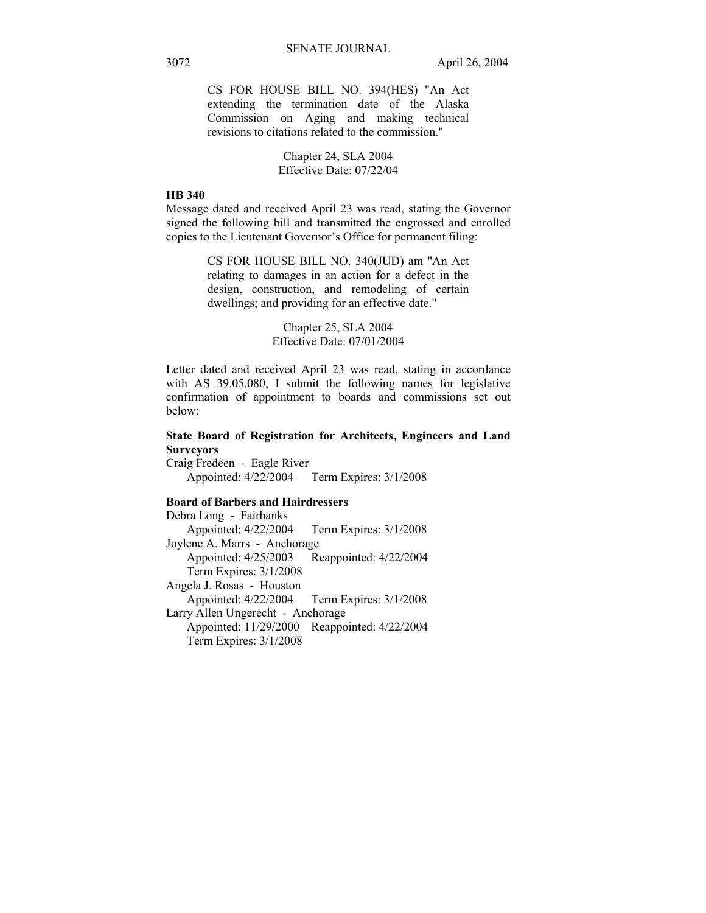> CS FOR HOUSE BILL NO. 394(HES) "An Act extending the termination date of the Alaska Commission on Aging and making technical revisions to citations related to the commission."
>
> Chapter 24, SLA 2004
> Effective Date: 07/22/04

**HB 340**

Message dated and received April 23 was read, stating the Governor signed the following bill and transmitted the engrossed and enrolled copies to the Lieutenant Governor's Office for permanent filing:

> CS FOR HOUSE BILL NO. 340(JUD) am "An Act relating to damages in an action for a defect in the design, construction, and remodeling of certain dwellings; and providing for an effective date."
>
> Chapter 25, SLA 2004
> Effective Date: 07/01/2004

Letter dated and received April 23 was read, stating in accordance with AS 39.05.080, I submit the following names for legislative confirmation of appointment to boards and commissions set out below:

**State Board of Registration for Architects, Engineers and Land Surveyors**

Craig Fredeen - Eagle River
Appointed: 4/22/2004 Term Expires: 3/1/2008

**Board of Barbers and Hairdressers**

Debra Long - Fairbanks
Appointed: 4/22/2004 Term Expires: 3/1/2008

Joylene A. Marrs - Anchorage
Appointed: 4/25/2003 Reappointed: 4/22/2004
Term Expires: 3/1/2008

Angela J. Rosas - Houston
Appointed: 4/22/2004 Term Expires: 3/1/2008

Larry Allen Ungerecht - Anchorage
Appointed: 11/29/2000 Reappointed: 4/22/2004
Term Expires: 3/1/2008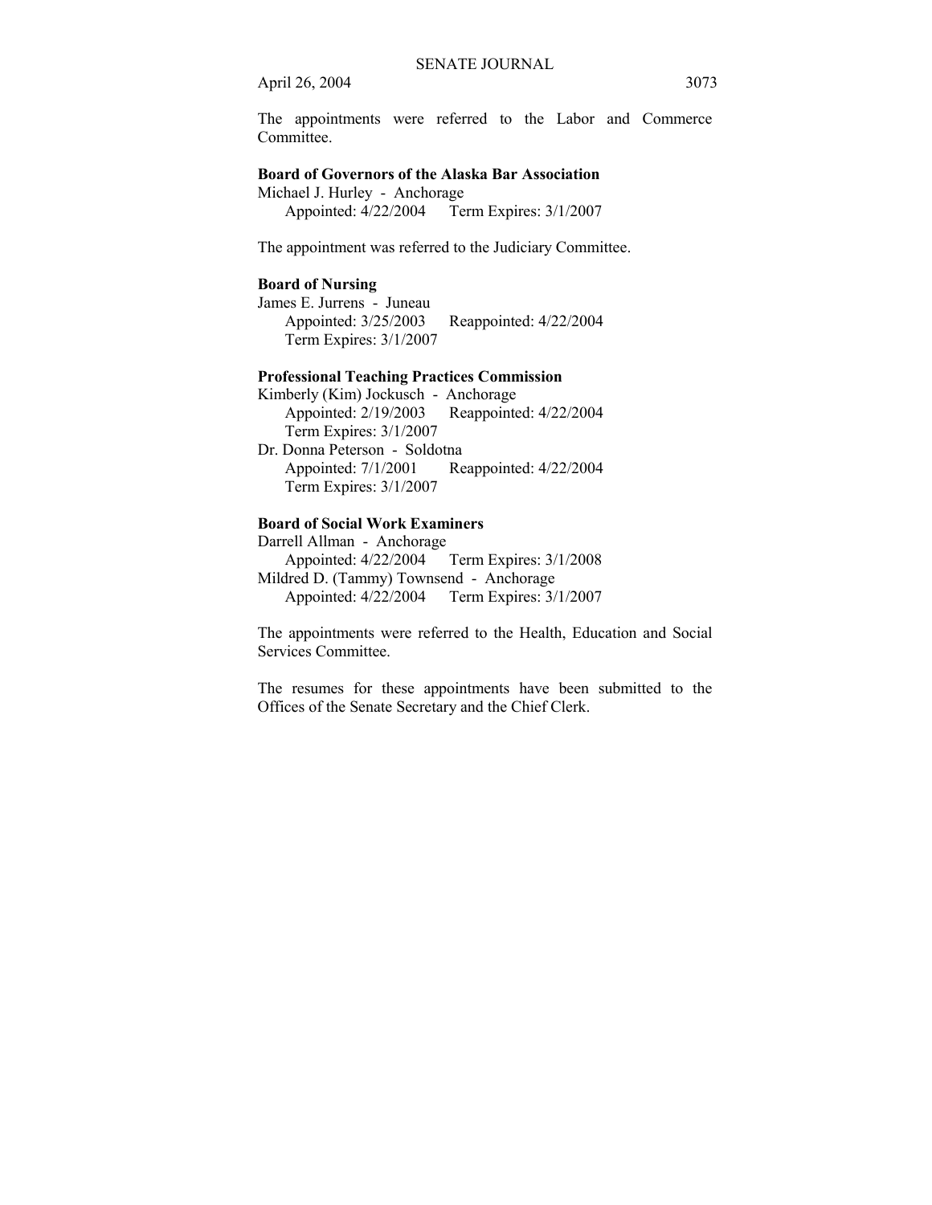The appointments were referred to the Labor and Commerce Committee.

**Board of Governors of the Alaska Bar Association**

Michael J. Hurley - Anchorage
Appointed: 4/22/2004 Term Expires: 3/1/2007

The appointment was referred to the Judiciary Committee.

**Board of Nursing**

James E. Jurrens - Juneau
Appointed: 3/25/2003 Reappointed: 4/22/2004
Term Expires: 3/1/2007

**Professional Teaching Practices Commission**

Kimberly (Kim) Jockusch - Anchorage
Appointed: 2/19/2003 Reappointed: 4/22/2004
Term Expires: 3/1/2007

Dr. Donna Peterson - Soldotna
Appointed: 7/1/2001 Reappointed: 4/22/2004
Term Expires: 3/1/2007

**Board of Social Work Examiners**

Darrell Allman - Anchorage
Appointed: 4/22/2004 Term Expires: 3/1/2008

Mildred D. (Tammy) Townsend - Anchorage
Appointed: 4/22/2004 Term Expires: 3/1/2007

The appointments were referred to the Health, Education and Social Services Committee.

The resumes for these appointments have been submitted to the Offices of the Senate Secretary and the Chief Clerk.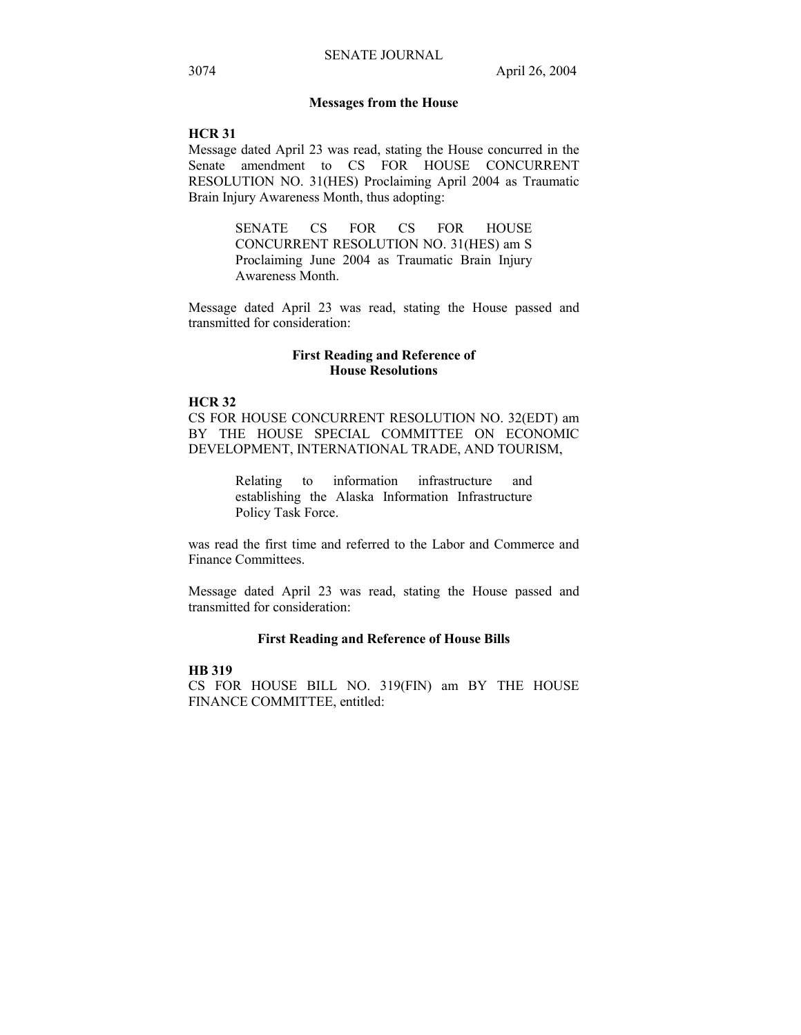## Messages from the House

**HCR 31**

Message dated April 23 was read, stating the House concurred in the Senate amendment to CS FOR HOUSE CONCURRENT RESOLUTION NO. 31(HES) Proclaiming April 2004 as Traumatic Brain Injury Awareness Month, thus adopting:

> SENATE CS FOR CS FOR HOUSE CONCURRENT RESOLUTION NO. 31(HES) am S Proclaiming June 2004 as Traumatic Brain Injury Awareness Month.

Message dated April 23 was read, stating the House passed and transmitted for consideration:

### First Reading and Reference of House Resolutions

**HCR 32**

CS FOR HOUSE CONCURRENT RESOLUTION NO. 32(EDT) am BY THE HOUSE SPECIAL COMMITTEE ON ECONOMIC DEVELOPMENT, INTERNATIONAL TRADE, AND TOURISM,

> Relating to information infrastructure and establishing the Alaska Information Infrastructure Policy Task Force.

was read the first time and referred to the Labor and Commerce and Finance Committees.

Message dated April 23 was read, stating the House passed and transmitted for consideration:

### First Reading and Reference of House Bills

**HB 319**

CS FOR HOUSE BILL NO. 319(FIN) am BY THE HOUSE FINANCE COMMITTEE, entitled: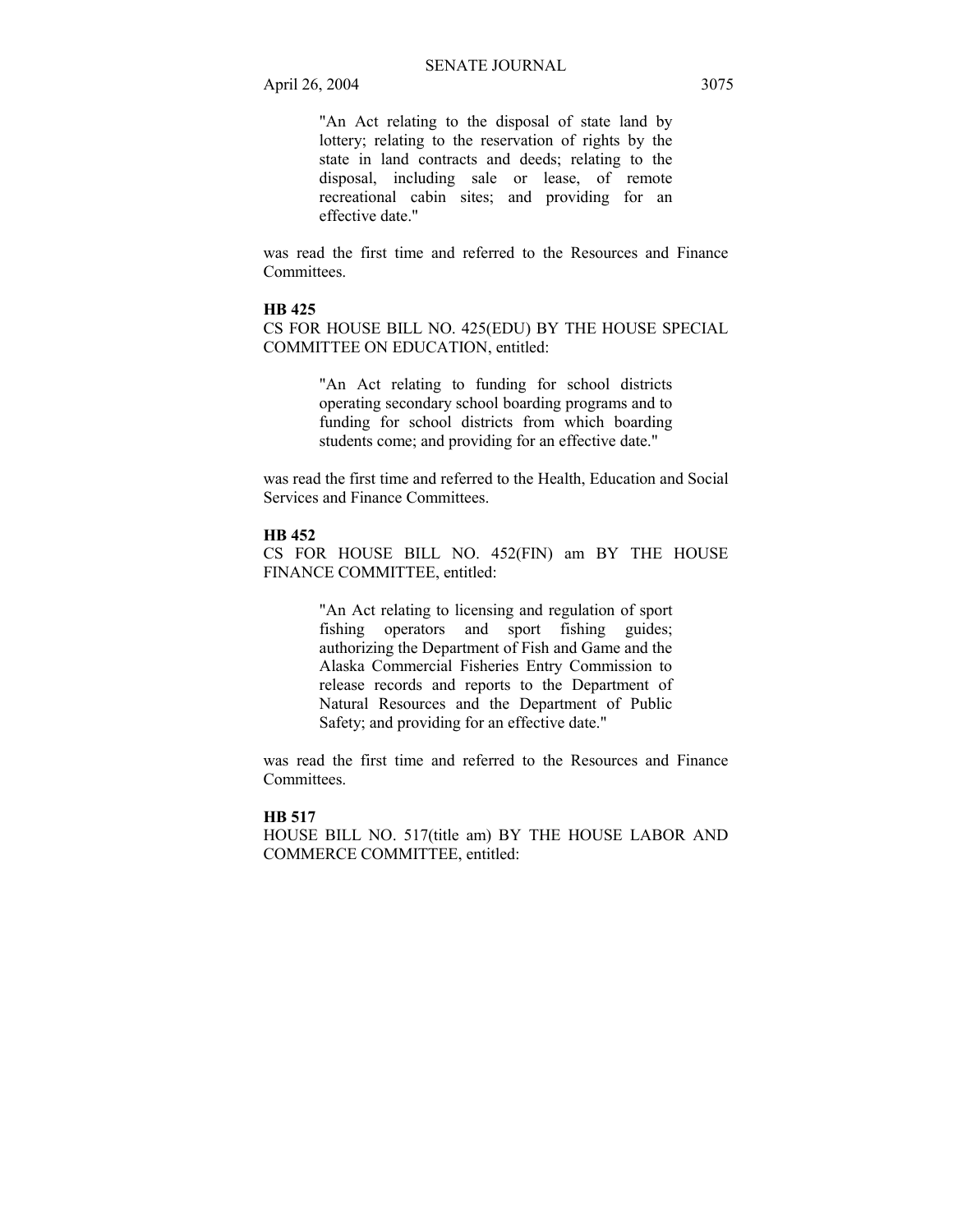"An Act relating to the disposal of state land by lottery; relating to the reservation of rights by the state in land contracts and deeds; relating to the disposal, including sale or lease, of remote recreational cabin sites; and providing for an effective date."

was read the first time and referred to the Resources and Finance Committees.

**HB 425**

CS FOR HOUSE BILL NO. 425(EDU) BY THE HOUSE SPECIAL COMMITTEE ON EDUCATION, entitled:

"An Act relating to funding for school districts operating secondary school boarding programs and to funding for school districts from which boarding students come; and providing for an effective date."

was read the first time and referred to the Health, Education and Social Services and Finance Committees.

**HB 452**

CS FOR HOUSE BILL NO. 452(FIN) am BY THE HOUSE FINANCE COMMITTEE, entitled:

"An Act relating to licensing and regulation of sport fishing operators and sport fishing guides; authorizing the Department of Fish and Game and the Alaska Commercial Fisheries Entry Commission to release records and reports to the Department of Natural Resources and the Department of Public Safety; and providing for an effective date."

was read the first time and referred to the Resources and Finance Committees.

**HB 517**

HOUSE BILL NO. 517(title am) BY THE HOUSE LABOR AND COMMERCE COMMITTEE, entitled: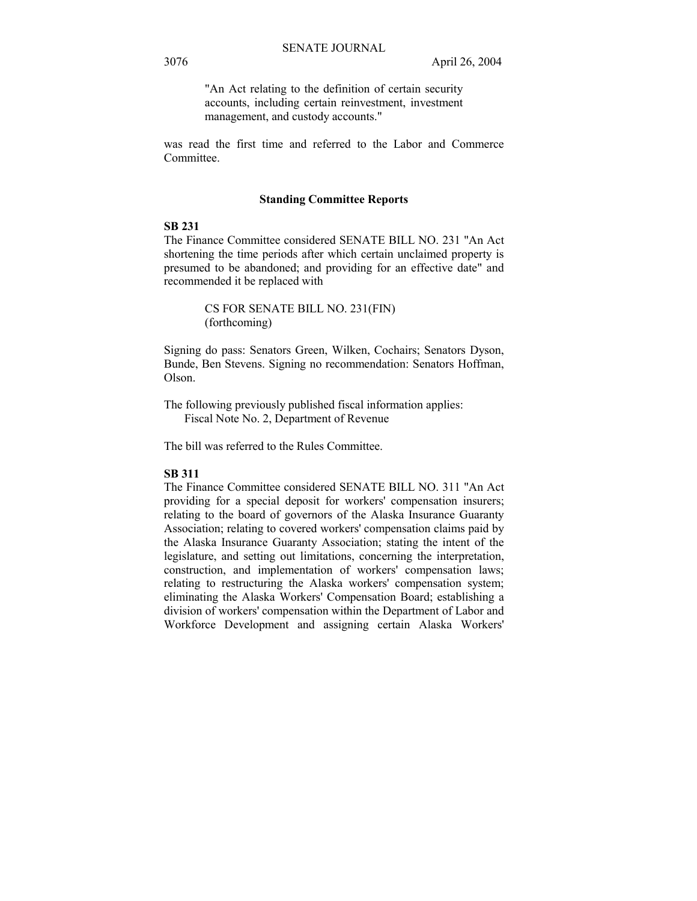"An Act relating to the definition of certain security accounts, including certain reinvestment, investment management, and custody accounts."

was read the first time and referred to the Labor and Commerce Committee.

## Standing Committee Reports

**SB 231**

The Finance Committee considered SENATE BILL NO. 231 "An Act shortening the time periods after which certain unclaimed property is presumed to be abandoned; and providing for an effective date" and recommended it be replaced with

CS FOR SENATE BILL NO. 231(FIN)
(forthcoming)

Signing do pass: Senators Green, Wilken, Cochairs; Senators Dyson, Bunde, Ben Stevens. Signing no recommendation: Senators Hoffman, Olson.

The following previously published fiscal information applies:
Fiscal Note No. 2, Department of Revenue

The bill was referred to the Rules Committee.

**SB 311**

The Finance Committee considered SENATE BILL NO. 311 "An Act providing for a special deposit for workers' compensation insurers; relating to the board of governors of the Alaska Insurance Guaranty Association; relating to covered workers' compensation claims paid by the Alaska Insurance Guaranty Association; stating the intent of the legislature, and setting out limitations, concerning the interpretation, construction, and implementation of workers' compensation laws; relating to restructuring the Alaska workers' compensation system; eliminating the Alaska Workers' Compensation Board; establishing a division of workers' compensation within the Department of Labor and Workforce Development and assigning certain Alaska Workers'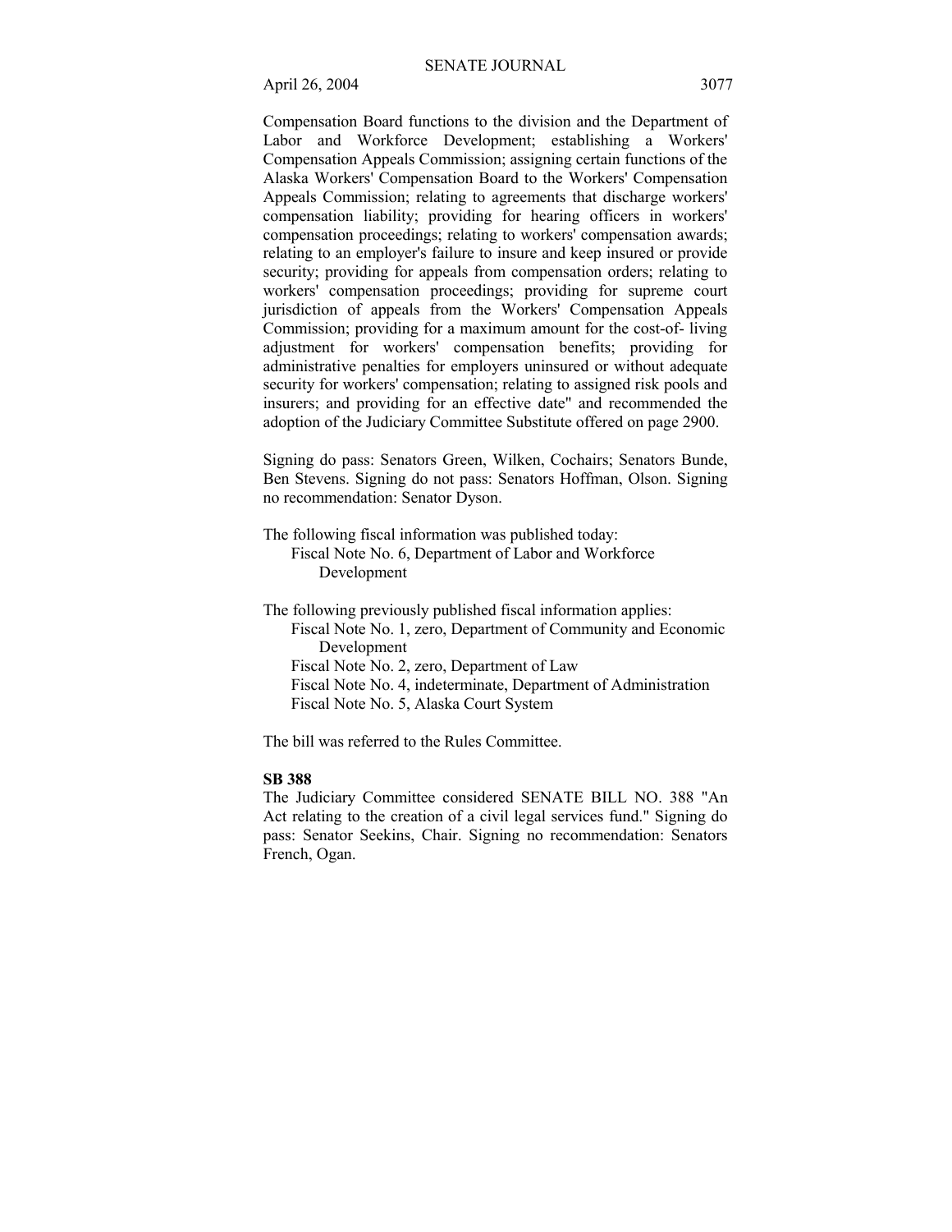Compensation Board functions to the division and the Department of Labor and Workforce Development; establishing a Workers' Compensation Appeals Commission; assigning certain functions of the Alaska Workers' Compensation Board to the Workers' Compensation Appeals Commission; relating to agreements that discharge workers' compensation liability; providing for hearing officers in workers' compensation proceedings; relating to workers' compensation awards; relating to an employer's failure to insure and keep insured or provide security; providing for appeals from compensation orders; relating to workers' compensation proceedings; providing for supreme court jurisdiction of appeals from the Workers' Compensation Appeals Commission; providing for a maximum amount for the cost-of- living adjustment for workers' compensation benefits; providing for administrative penalties for employers uninsured or without adequate security for workers' compensation; relating to assigned risk pools and insurers; and providing for an effective date" and recommended the adoption of the Judiciary Committee Substitute offered on page 2900.

Signing do pass: Senators Green, Wilken, Cochairs; Senators Bunde, Ben Stevens. Signing do not pass: Senators Hoffman, Olson. Signing no recommendation: Senator Dyson.

The following fiscal information was published today:
- Fiscal Note No. 6, Department of Labor and Workforce Development

The following previously published fiscal information applies:
- Fiscal Note No. 1, zero, Department of Community and Economic Development
- Fiscal Note No. 2, zero, Department of Law
- Fiscal Note No. 4, indeterminate, Department of Administration
- Fiscal Note No. 5, Alaska Court System

The bill was referred to the Rules Committee.

**SB 388**

The Judiciary Committee considered SENATE BILL NO. 388 "An Act relating to the creation of a civil legal services fund." Signing do pass: Senator Seekins, Chair. Signing no recommendation: Senators French, Ogan.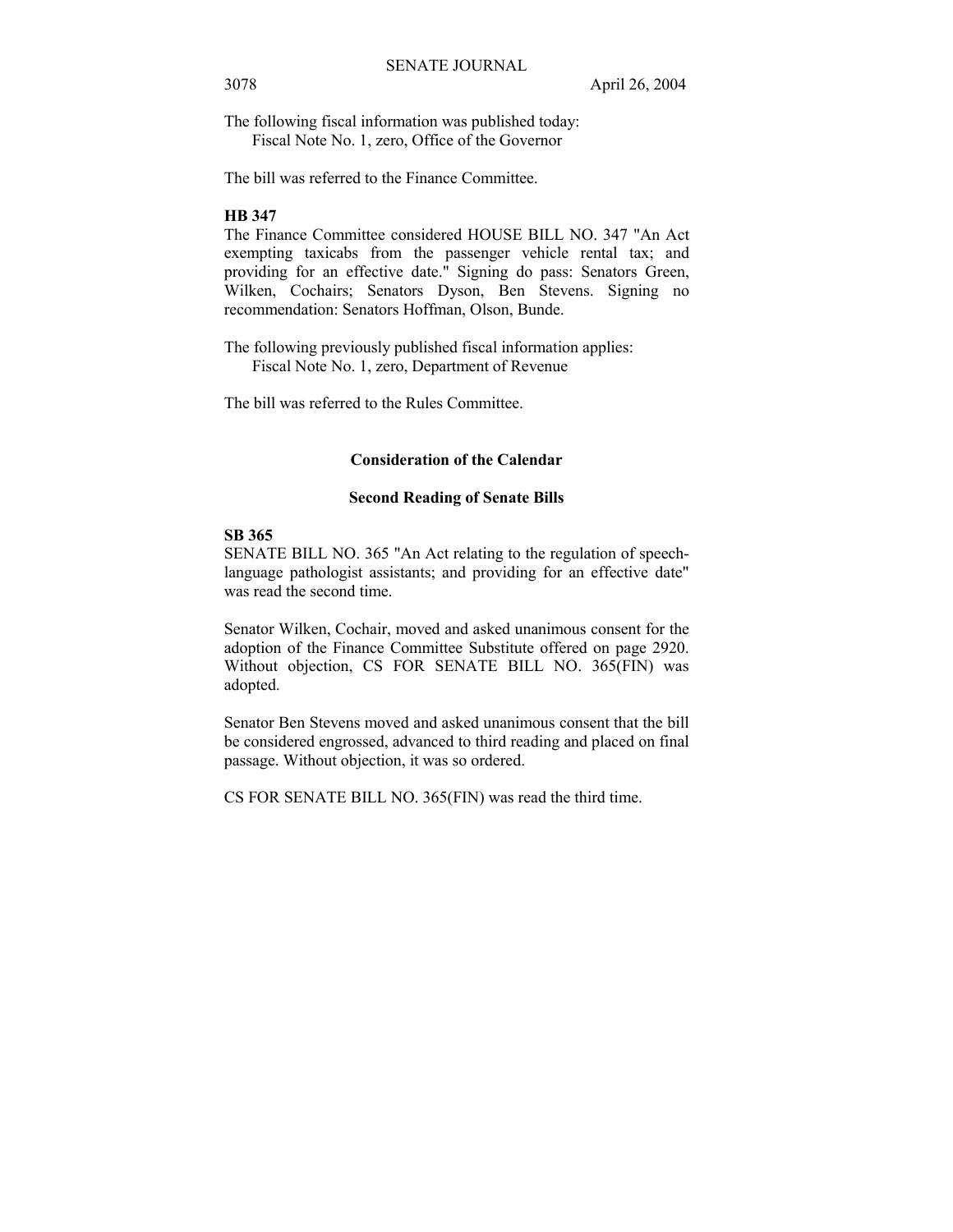The following fiscal information was published today:
Fiscal Note No. 1, zero, Office of the Governor

The bill was referred to the Finance Committee.

**HB 347**

The Finance Committee considered HOUSE BILL NO. 347 "An Act exempting taxicabs from the passenger vehicle rental tax; and providing for an effective date." Signing do pass: Senators Green, Wilken, Cochairs; Senators Dyson, Ben Stevens. Signing no recommendation: Senators Hoffman, Olson, Bunde.

The following previously published fiscal information applies:
Fiscal Note No. 1, zero, Department of Revenue

The bill was referred to the Rules Committee.

## Consideration of the Calendar

### Second Reading of Senate Bills

**SB 365**

SENATE BILL NO. 365 "An Act relating to the regulation of speech-language pathologist assistants; and providing for an effective date" was read the second time.

Senator Wilken, Cochair, moved and asked unanimous consent for the adoption of the Finance Committee Substitute offered on page 2920. Without objection, CS FOR SENATE BILL NO. 365(FIN) was adopted.

Senator Ben Stevens moved and asked unanimous consent that the bill be considered engrossed, advanced to third reading and placed on final passage. Without objection, it was so ordered.

CS FOR SENATE BILL NO. 365(FIN) was read the third time.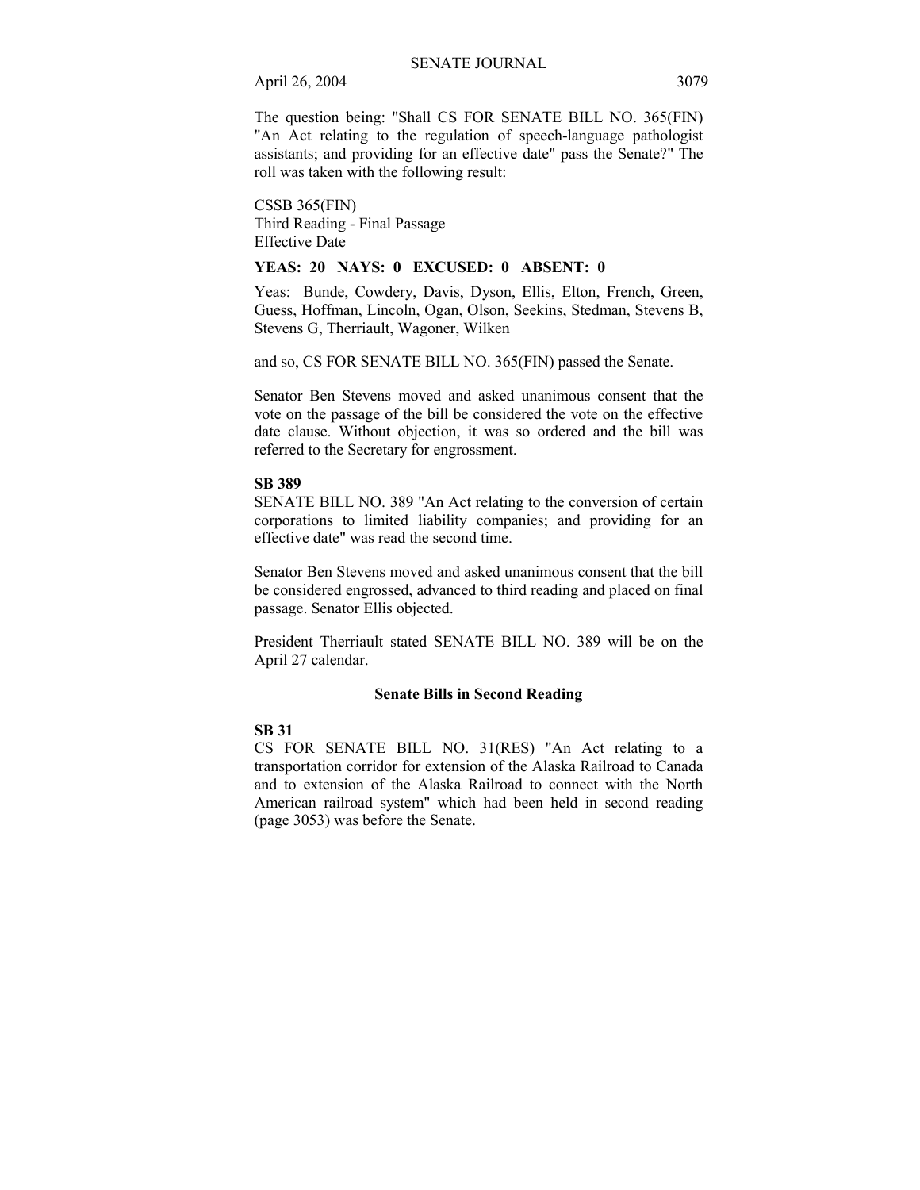The question being: "Shall CS FOR SENATE BILL NO. 365(FIN) "An Act relating to the regulation of speech-language pathologist assistants; and providing for an effective date" pass the Senate?" The roll was taken with the following result:

CSSB 365(FIN)
Third Reading - Final Passage
Effective Date

**YEAS: 20 NAYS: 0 EXCUSED: 0 ABSENT: 0**

Yeas: Bunde, Cowdery, Davis, Dyson, Ellis, Elton, French, Green, Guess, Hoffman, Lincoln, Ogan, Olson, Seekins, Stedman, Stevens B, Stevens G, Therriault, Wagoner, Wilken

and so, CS FOR SENATE BILL NO. 365(FIN) passed the Senate.

Senator Ben Stevens moved and asked unanimous consent that the vote on the passage of the bill be considered the vote on the effective date clause. Without objection, it was so ordered and the bill was referred to the Secretary for engrossment.

**SB 389**

SENATE BILL NO. 389 "An Act relating to the conversion of certain corporations to limited liability companies; and providing for an effective date" was read the second time.

Senator Ben Stevens moved and asked unanimous consent that the bill be considered engrossed, advanced to third reading and placed on final passage. Senator Ellis objected.

President Therriault stated SENATE BILL NO. 389 will be on the April 27 calendar.

### Senate Bills in Second Reading

**SB 31**

CS FOR SENATE BILL NO. 31(RES) "An Act relating to a transportation corridor for extension of the Alaska Railroad to Canada and to extension of the Alaska Railroad to connect with the North American railroad system" which had been held in second reading (page 3053) was before the Senate.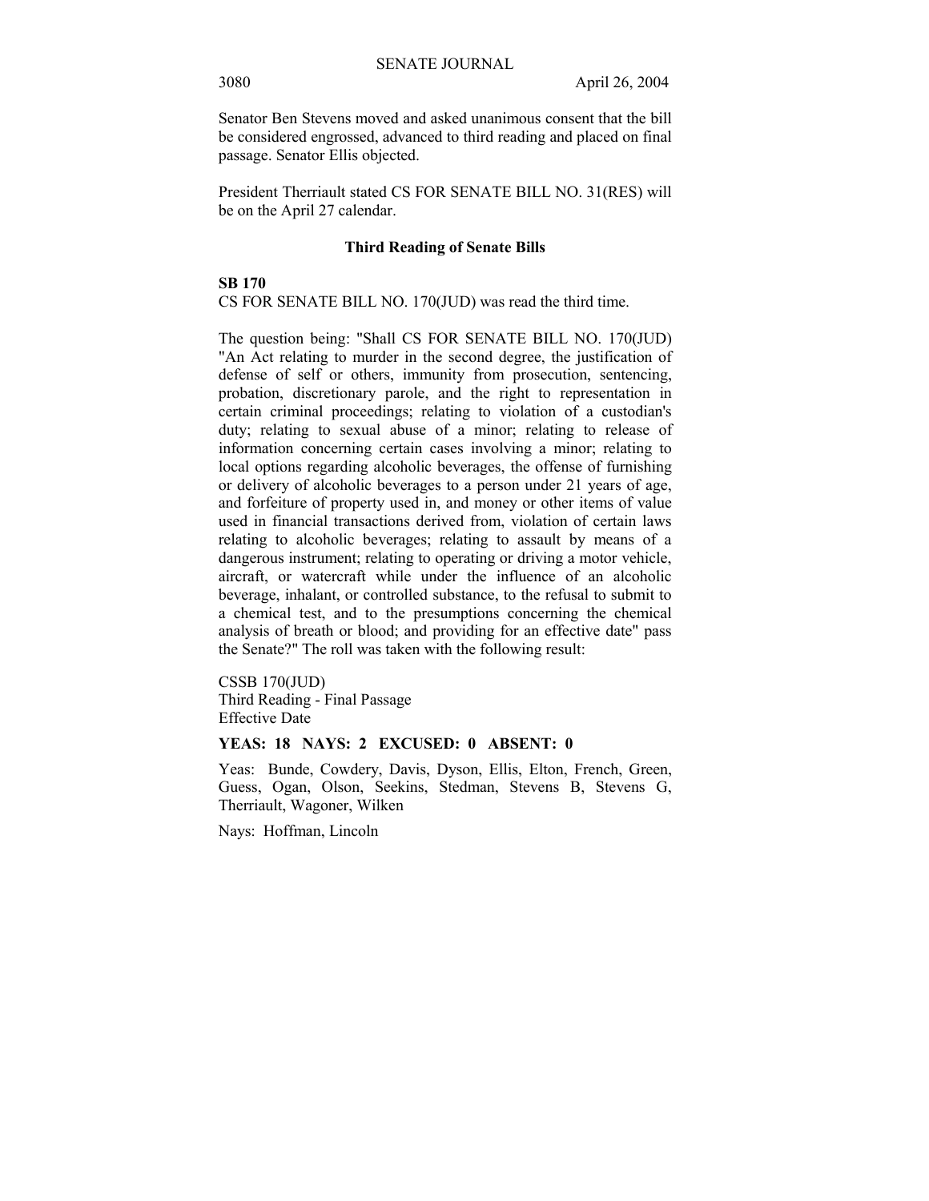Senator Ben Stevens moved and asked unanimous consent that the bill be considered engrossed, advanced to third reading and placed on final passage. Senator Ellis objected.

President Therriault stated CS FOR SENATE BILL NO. 31(RES) will be on the April 27 calendar.

## Third Reading of Senate Bills

**SB 170**

CS FOR SENATE BILL NO. 170(JUD) was read the third time.

The question being: "Shall CS FOR SENATE BILL NO. 170(JUD) "An Act relating to murder in the second degree, the justification of defense of self or others, immunity from prosecution, sentencing, probation, discretionary parole, and the right to representation in certain criminal proceedings; relating to violation of a custodian's duty; relating to sexual abuse of a minor; relating to release of information concerning certain cases involving a minor; relating to local options regarding alcoholic beverages, the offense of furnishing or delivery of alcoholic beverages to a person under 21 years of age, and forfeiture of property used in, and money or other items of value used in financial transactions derived from, violation of certain laws relating to alcoholic beverages; relating to assault by means of a dangerous instrument; relating to operating or driving a motor vehicle, aircraft, or watercraft while under the influence of an alcoholic beverage, inhalant, or controlled substance, to the refusal to submit to a chemical test, and to the presumptions concerning the chemical analysis of breath or blood; and providing for an effective date" pass the Senate?" The roll was taken with the following result:

CSSB 170(JUD)
Third Reading - Final Passage
Effective Date

**YEAS: 18 NAYS: 2 EXCUSED: 0 ABSENT: 0**

Yeas: Bunde, Cowdery, Davis, Dyson, Ellis, Elton, French, Green, Guess, Ogan, Olson, Seekins, Stedman, Stevens B, Stevens G, Therriault, Wagoner, Wilken

Nays: Hoffman, Lincoln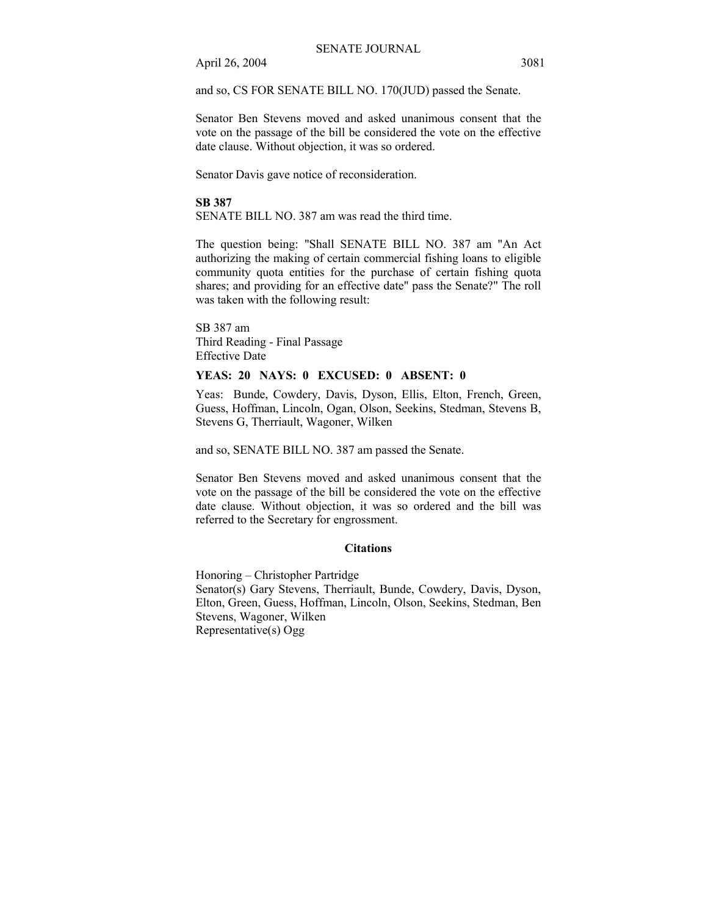and so, CS FOR SENATE BILL NO. 170(JUD) passed the Senate.

Senator Ben Stevens moved and asked unanimous consent that the vote on the passage of the bill be considered the vote on the effective date clause. Without objection, it was so ordered.

Senator Davis gave notice of reconsideration.

**SB 387**

SENATE BILL NO. 387 am was read the third time.

The question being: "Shall SENATE BILL NO. 387 am "An Act authorizing the making of certain commercial fishing loans to eligible community quota entities for the purchase of certain fishing quota shares; and providing for an effective date" pass the Senate?" The roll was taken with the following result:

SB 387 am
Third Reading - Final Passage
Effective Date

**YEAS: 20 NAYS: 0 EXCUSED: 0 ABSENT: 0**

Yeas: Bunde, Cowdery, Davis, Dyson, Ellis, Elton, French, Green, Guess, Hoffman, Lincoln, Ogan, Olson, Seekins, Stedman, Stevens B, Stevens G, Therriault, Wagoner, Wilken

and so, SENATE BILL NO. 387 am passed the Senate.

Senator Ben Stevens moved and asked unanimous consent that the vote on the passage of the bill be considered the vote on the effective date clause. Without objection, it was so ordered and the bill was referred to the Secretary for engrossment.

### Citations

Honoring – Christopher Partridge
Senator(s) Gary Stevens, Therriault, Bunde, Cowdery, Davis, Dyson, Elton, Green, Guess, Hoffman, Lincoln, Olson, Seekins, Stedman, Ben Stevens, Wagoner, Wilken
Representative(s) Ogg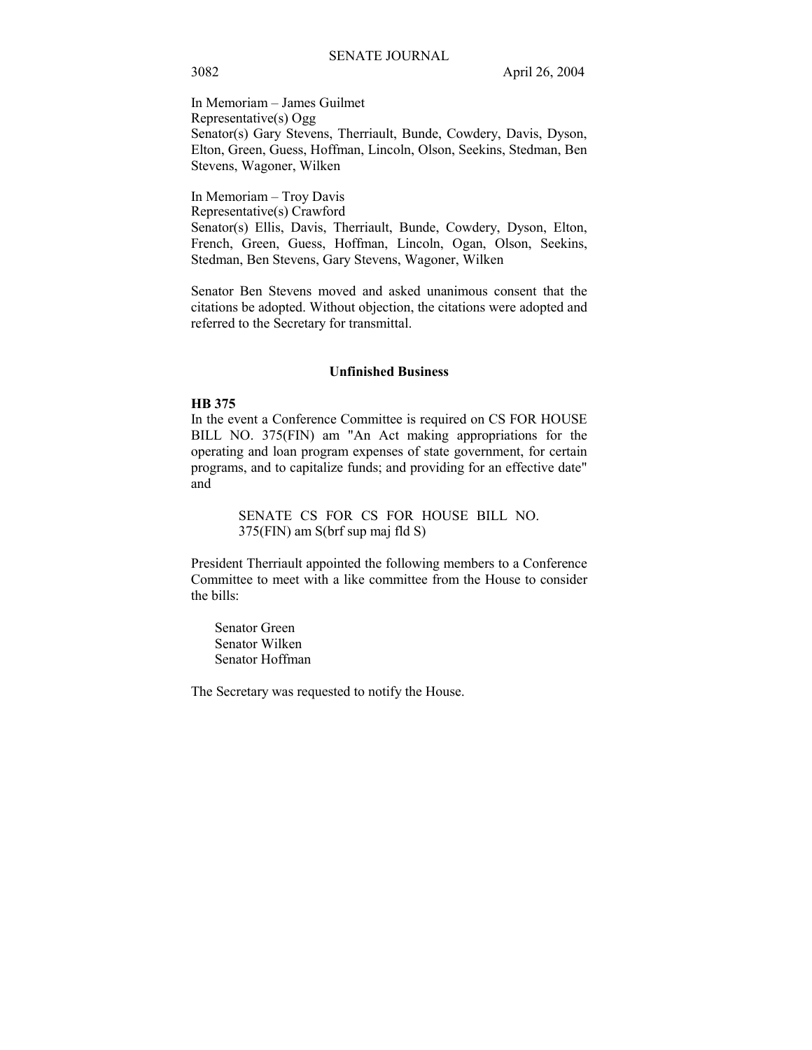In Memoriam – James Guilmet
Representative(s) Ogg
Senator(s) Gary Stevens, Therriault, Bunde, Cowdery, Davis, Dyson, Elton, Green, Guess, Hoffman, Lincoln, Olson, Seekins, Stedman, Ben Stevens, Wagoner, Wilken

In Memoriam – Troy Davis
Representative(s) Crawford
Senator(s) Ellis, Davis, Therriault, Bunde, Cowdery, Dyson, Elton, French, Green, Guess, Hoffman, Lincoln, Ogan, Olson, Seekins, Stedman, Ben Stevens, Gary Stevens, Wagoner, Wilken

Senator Ben Stevens moved and asked unanimous consent that the citations be adopted. Without objection, the citations were adopted and referred to the Secretary for transmittal.

## Unfinished Business

**HB 375**

In the event a Conference Committee is required on CS FOR HOUSE BILL NO. 375(FIN) am "An Act making appropriations for the operating and loan program expenses of state government, for certain programs, and to capitalize funds; and providing for an effective date" and

SENATE CS FOR CS FOR HOUSE BILL NO. 375(FIN) am S(brf sup maj fld S)

President Therriault appointed the following members to a Conference Committee to meet with a like committee from the House to consider the bills:

Senator Green
Senator Wilken
Senator Hoffman

The Secretary was requested to notify the House.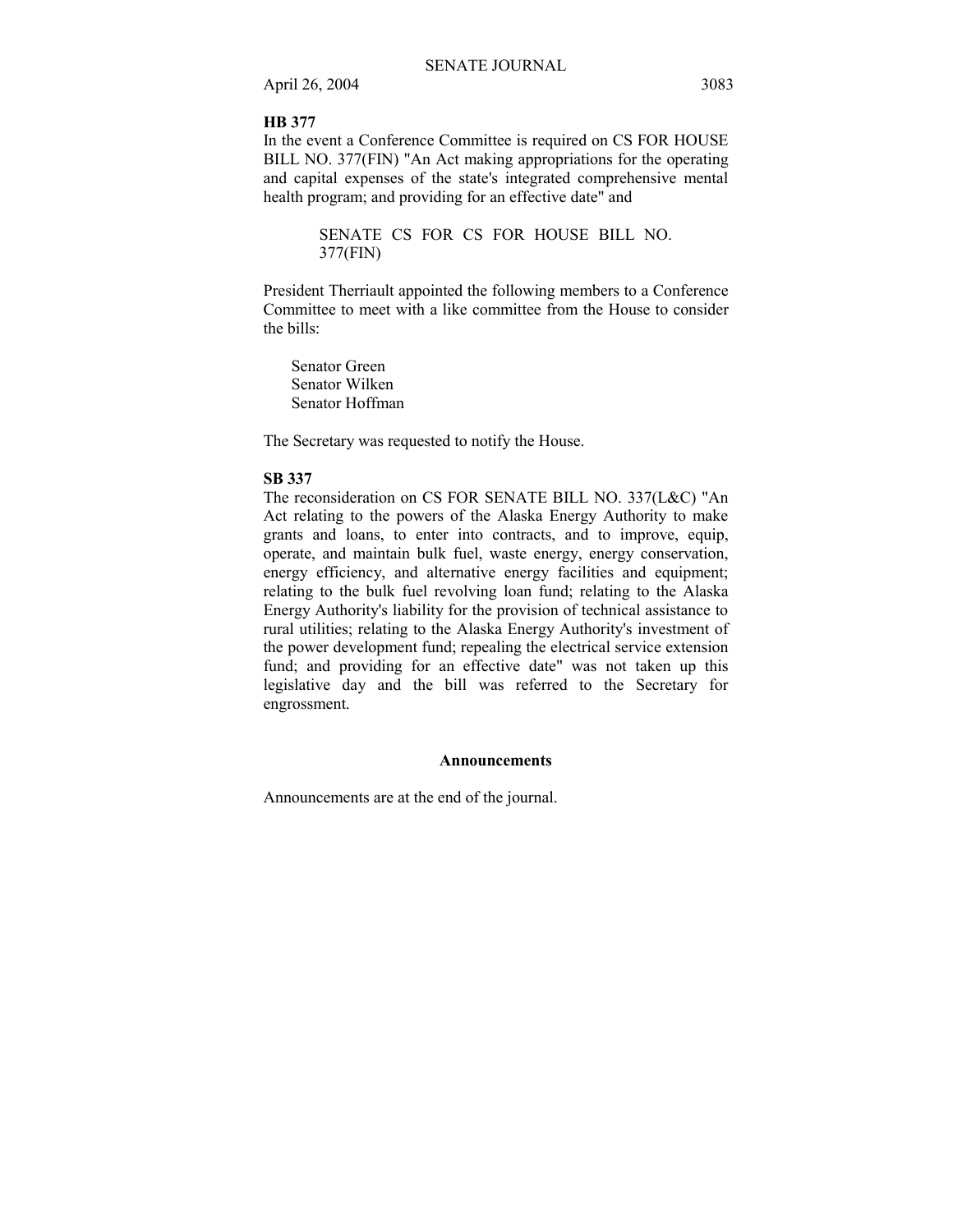**HB 377**

In the event a Conference Committee is required on CS FOR HOUSE BILL NO. 377(FIN) "An Act making appropriations for the operating and capital expenses of the state's integrated comprehensive mental health program; and providing for an effective date" and

SENATE CS FOR CS FOR HOUSE BILL NO. 377(FIN)

President Therriault appointed the following members to a Conference Committee to meet with a like committee from the House to consider the bills:

Senator Green
Senator Wilken
Senator Hoffman

The Secretary was requested to notify the House.

**SB 337**

The reconsideration on CS FOR SENATE BILL NO. 337(L&C) "An Act relating to the powers of the Alaska Energy Authority to make grants and loans, to enter into contracts, and to improve, equip, operate, and maintain bulk fuel, waste energy, energy conservation, energy efficiency, and alternative energy facilities and equipment; relating to the bulk fuel revolving loan fund; relating to the Alaska Energy Authority's liability for the provision of technical assistance to rural utilities; relating to the Alaska Energy Authority's investment of the power development fund; repealing the electrical service extension fund; and providing for an effective date" was not taken up this legislative day and the bill was referred to the Secretary for engrossment.

**Announcements**

Announcements are at the end of the journal.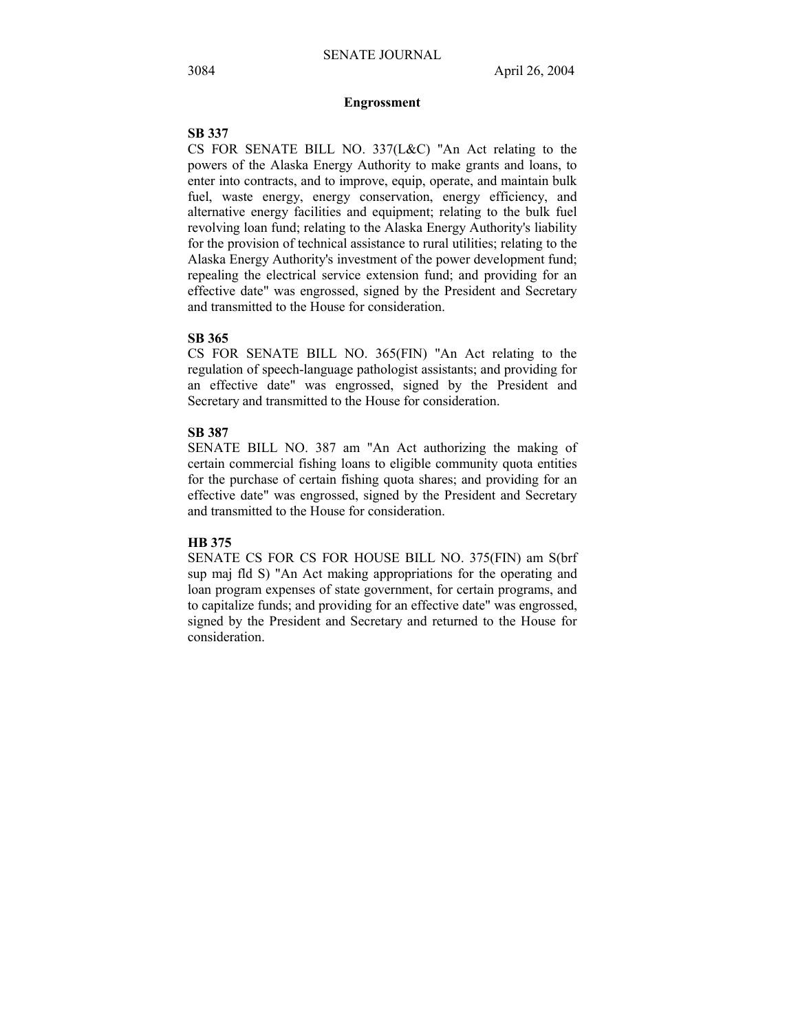## Engrossment

**SB 337**

CS FOR SENATE BILL NO. 337(L&C) "An Act relating to the powers of the Alaska Energy Authority to make grants and loans, to enter into contracts, and to improve, equip, operate, and maintain bulk fuel, waste energy, energy conservation, energy efficiency, and alternative energy facilities and equipment; relating to the bulk fuel revolving loan fund; relating to the Alaska Energy Authority's liability for the provision of technical assistance to rural utilities; relating to the Alaska Energy Authority's investment of the power development fund; repealing the electrical service extension fund; and providing for an effective date" was engrossed, signed by the President and Secretary and transmitted to the House for consideration.

**SB 365**

CS FOR SENATE BILL NO. 365(FIN) "An Act relating to the regulation of speech-language pathologist assistants; and providing for an effective date" was engrossed, signed by the President and Secretary and transmitted to the House for consideration.

**SB 387**

SENATE BILL NO. 387 am "An Act authorizing the making of certain commercial fishing loans to eligible community quota entities for the purchase of certain fishing quota shares; and providing for an effective date" was engrossed, signed by the President and Secretary and transmitted to the House for consideration.

**HB 375**

SENATE CS FOR CS FOR HOUSE BILL NO. 375(FIN) am S(brf sup maj fld S) "An Act making appropriations for the operating and loan program expenses of state government, for certain programs, and to capitalize funds; and providing for an effective date" was engrossed, signed by the President and Secretary and returned to the House for consideration.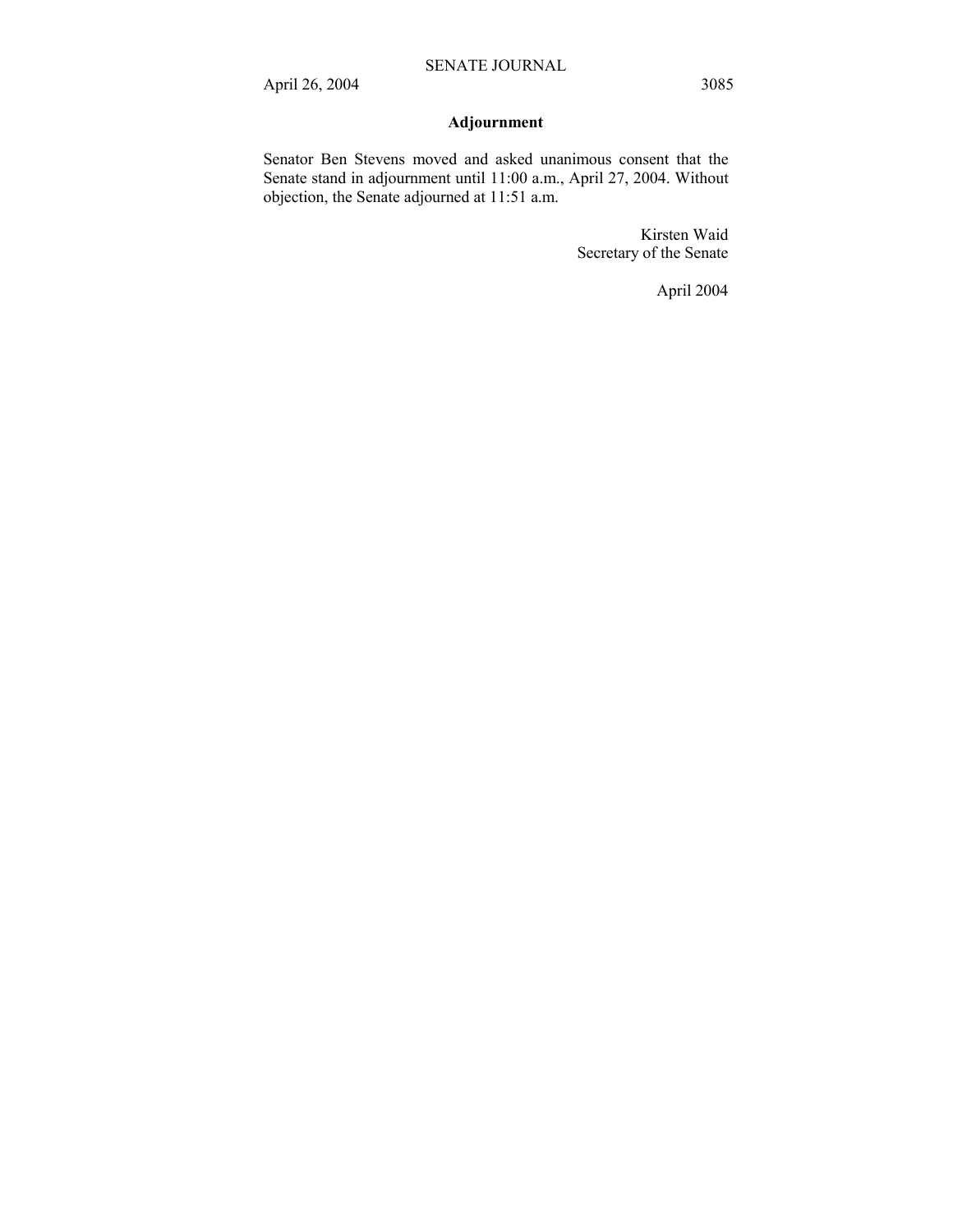## Adjournment

Senator Ben Stevens moved and asked unanimous consent that the Senate stand in adjournment until 11:00 a.m., April 27, 2004. Without objection, the Senate adjourned at 11:51 a.m.

Kirsten Waid
Secretary of the Senate

April 2004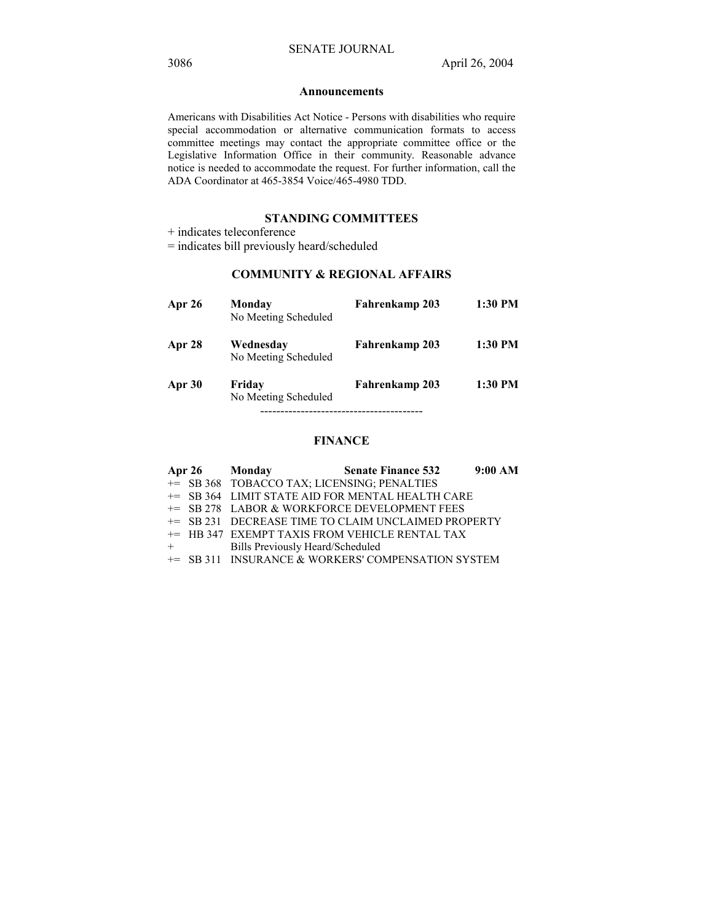## Announcements

Americans with Disabilities Act Notice - Persons with disabilities who require special accommodation or alternative communication formats to access committee meetings may contact the appropriate committee office or the Legislative Information Office in their community. Reasonable advance notice is needed to accommodate the request. For further information, call the ADA Coordinator at 465-3854 Voice/465-4980 TDD.

## STANDING COMMITTEES

+ indicates teleconference
= indicates bill previously heard/scheduled

### COMMUNITY & REGIONAL AFFAIRS

| | | | |
|---|---|---|---|
| **Apr 26** | **Monday** | **Fahrenkamp 203** | **1:30 PM** |
| | No Meeting Scheduled | | |
| **Apr 28** | **Wednesday** | **Fahrenkamp 203** | **1:30 PM** |
| | No Meeting Scheduled | | |
| **Apr 30** | **Friday** | **Fahrenkamp 203** | **1:30 PM** |
| | No Meeting Scheduled | | |

----------------------------------------

### FINANCE

| | | | |
|---|---|---|---|
| **Apr 26** | **Monday** | **Senate Finance 532** | **9:00 AM** |

+= SB 368 TOBACCO TAX; LICENSING; PENALTIES
+= SB 364 LIMIT STATE AID FOR MENTAL HEALTH CARE
+= SB 278 LABOR & WORKFORCE DEVELOPMENT FEES
+= SB 231 DECREASE TIME TO CLAIM UNCLAIMED PROPERTY
+= HB 347 EXEMPT TAXIS FROM VEHICLE RENTAL TAX
+ Bills Previously Heard/Scheduled
+= SB 311 INSURANCE & WORKERS' COMPENSATION SYSTEM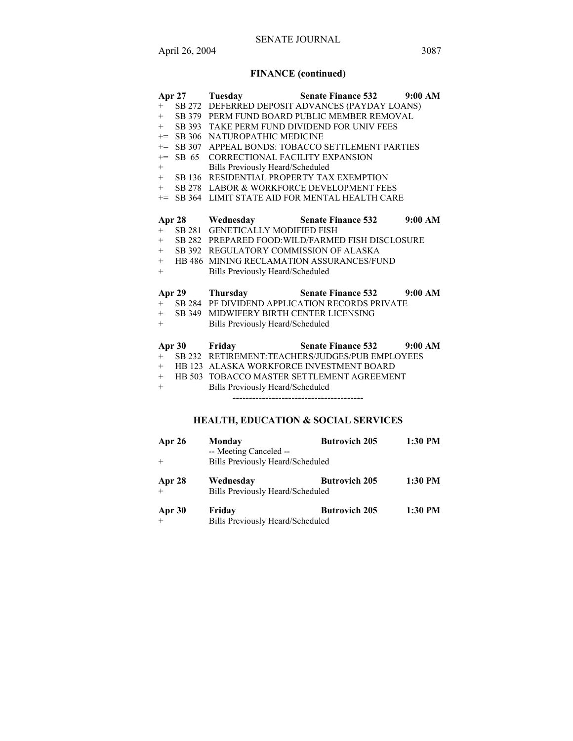## FINANCE (continued)

| | | | | |
|---|---|---|---|---|
| **Apr 27** | | **Tuesday** | **Senate Finance 532** | **9:00 AM** |
| + | SB 272 | DEFERRED DEPOSIT ADVANCES (PAYDAY LOANS) | | |
| + | SB 379 | PERM FUND BOARD PUBLIC MEMBER REMOVAL | | |
| + | SB 393 | TAKE PERM FUND DIVIDEND FOR UNIV FEES | | |
| += | SB 306 | NATUROPATHIC MEDICINE | | |
| += | SB 307 | APPEAL BONDS: TOBACCO SETTLEMENT PARTIES | | |
| += | SB 65 | CORRECTIONAL FACILITY EXPANSION | | |
| + | | Bills Previously Heard/Scheduled | | |
| + | SB 136 | RESIDENTIAL PROPERTY TAX EXEMPTION | | |
| + | SB 278 | LABOR & WORKFORCE DEVELOPMENT FEES | | |
| += | SB 364 | LIMIT STATE AID FOR MENTAL HEALTH CARE | | |

| | | | | |
|---|---|---|---|---|
| **Apr 28** | | **Wednesday** | **Senate Finance 532** | **9:00 AM** |
| + | SB 281 | GENETICALLY MODIFIED FISH | | |
| + | SB 282 | PREPARED FOOD:WILD/FARMED FISH DISCLOSURE | | |
| + | SB 392 | REGULATORY COMMISSION OF ALASKA | | |
| + | HB 486 | MINING RECLAMATION ASSURANCES/FUND | | |
| + | | Bills Previously Heard/Scheduled | | |

| | | | | |
|---|---|---|---|---|
| **Apr 29** | | **Thursday** | **Senate Finance 532** | **9:00 AM** |
| + | SB 284 | PF DIVIDEND APPLICATION RECORDS PRIVATE | | |
| + | SB 349 | MIDWIFERY BIRTH CENTER LICENSING | | |
| + | | Bills Previously Heard/Scheduled | | |

| | | | | |
|---|---|---|---|---|
| **Apr 30** | | **Friday** | **Senate Finance 532** | **9:00 AM** |
| + | SB 232 | RETIREMENT:TEACHERS/JUDGES/PUB EMPLOYEES | | |
| + | HB 123 | ALASKA WORKFORCE INVESTMENT BOARD | | |
| + | HB 503 | TOBACCO MASTER SETTLEMENT AGREEMENT | | |
| + | | Bills Previously Heard/Scheduled | | |

----------------------------------------

## HEALTH, EDUCATION & SOCIAL SERVICES

| | | | |
|---|---|---|---|
| **Apr 26** | **Monday** | **Butrovich 205** | **1:30 PM** |
| | -- Meeting Canceled -- | | |
| + | Bills Previously Heard/Scheduled | | |
| **Apr 28** | **Wednesday** | **Butrovich 205** | **1:30 PM** |
| + | Bills Previously Heard/Scheduled | | |
| **Apr 30** | **Friday** | **Butrovich 205** | **1:30 PM** |
| + | Bills Previously Heard/Scheduled | | |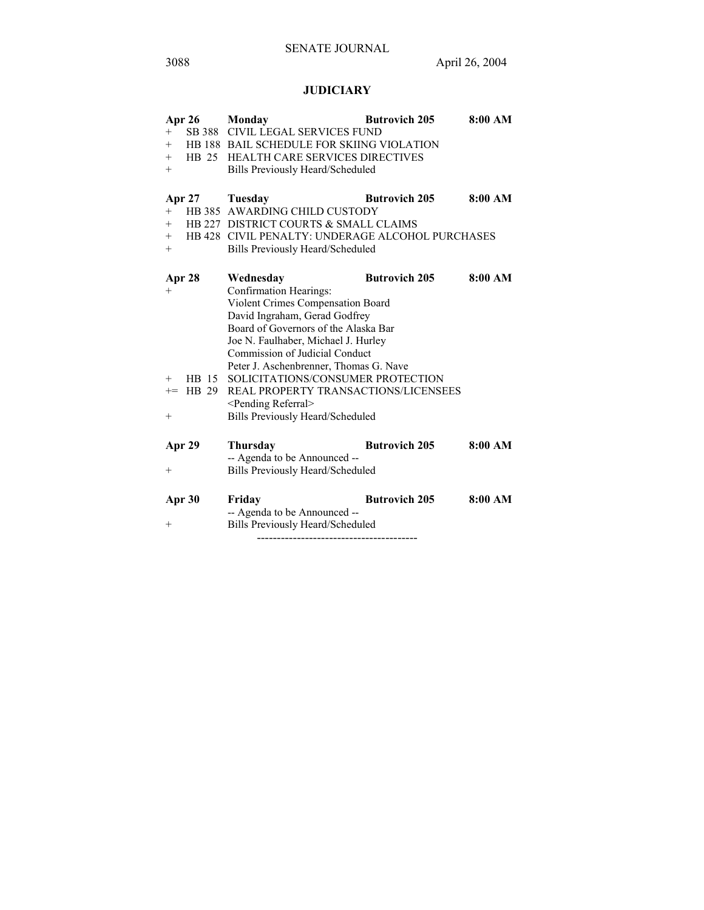## JUDICIARY

| | | | | |
|---|---|---|---|---|
| **Apr 26** | | **Monday** | **Butrovich 205** | **8:00 AM** |
| + | SB 388 | CIVIL LEGAL SERVICES FUND | | |
| + | HB 188 | BAIL SCHEDULE FOR SKIING VIOLATION | | |
| + | HB 25 | HEALTH CARE SERVICES DIRECTIVES | | |
| + | | Bills Previously Heard/Scheduled | | |
| **Apr 27** | | **Tuesday** | **Butrovich 205** | **8:00 AM** |
| + | HB 385 | AWARDING CHILD CUSTODY | | |
| + | HB 227 | DISTRICT COURTS & SMALL CLAIMS | | |
| + | HB 428 | CIVIL PENALTY: UNDERAGE ALCOHOL PURCHASES | | |
| + | | Bills Previously Heard/Scheduled | | |
| **Apr 28** | | **Wednesday** | **Butrovich 205** | **8:00 AM** |
| + | | Confirmation Hearings: | | |
| | | Violent Crimes Compensation Board | | |
| | | David Ingraham, Gerad Godfrey | | |
| | | Board of Governors of the Alaska Bar | | |
| | | Joe N. Faulhaber, Michael J. Hurley | | |
| | | Commission of Judicial Conduct | | |
| | | Peter J. Aschenbrenner, Thomas G. Nave | | |
| + | HB 15 | SOLICITATIONS/CONSUMER PROTECTION | | |
| += | HB 29 | REAL PROPERTY TRANSACTIONS/LICENSEES | | |
| | | <Pending Referral> | | |
| + | | Bills Previously Heard/Scheduled | | |
| **Apr 29** | | **Thursday** | **Butrovich 205** | **8:00 AM** |
| | | -- Agenda to be Announced -- | | |
| + | | Bills Previously Heard/Scheduled | | |
| **Apr 30** | | **Friday** | **Butrovich 205** | **8:00 AM** |
| | | -- Agenda to be Announced -- | | |
| + | | Bills Previously Heard/Scheduled | | |

----------------------------------------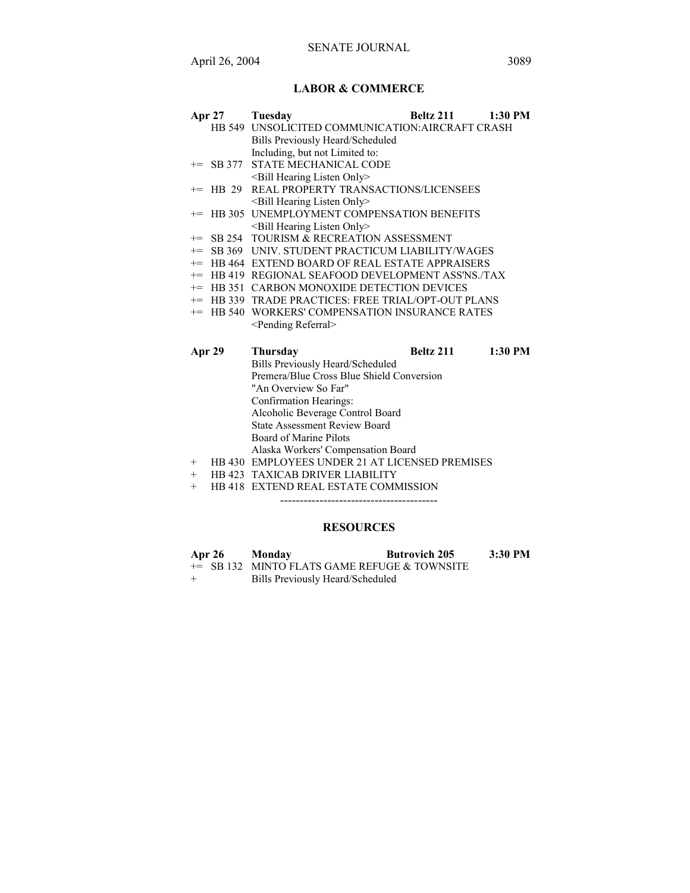## LABOR & COMMERCE

**Apr 27** **Tuesday** **Beltz 211** **1:30 PM**

HB 549 UNSOLICITED COMMUNICATION:AIRCRAFT CRASH
Bills Previously Heard/Scheduled
Including, but not Limited to:
+= SB 377 STATE MECHANICAL CODE
<Bill Hearing Listen Only>
+= HB 29 REAL PROPERTY TRANSACTIONS/LICENSEES
<Bill Hearing Listen Only>
+= HB 305 UNEMPLOYMENT COMPENSATION BENEFITS
<Bill Hearing Listen Only>
+= SB 254 TOURISM & RECREATION ASSESSMENT
+= SB 369 UNIV. STUDENT PRACTICUM LIABILITY/WAGES
+= HB 464 EXTEND BOARD OF REAL ESTATE APPRAISERS
+= HB 419 REGIONAL SEAFOOD DEVELOPMENT ASS'NS./TAX
+= HB 351 CARBON MONOXIDE DETECTION DEVICES
+= HB 339 TRADE PRACTICES: FREE TRIAL/OPT-OUT PLANS
+= HB 540 WORKERS' COMPENSATION INSURANCE RATES
<Pending Referral>

**Apr 29** **Thursday** **Beltz 211** **1:30 PM**

Bills Previously Heard/Scheduled
Premera/Blue Cross Blue Shield Conversion
"An Overview So Far"
Confirmation Hearings:
Alcoholic Beverage Control Board
State Assessment Review Board
Board of Marine Pilots
Alaska Workers' Compensation Board
+ HB 430 EMPLOYEES UNDER 21 AT LICENSED PREMISES
+ HB 423 TAXICAB DRIVER LIABILITY
+ HB 418 EXTEND REAL ESTATE COMMISSION

----------------------------------------

## RESOURCES

**Apr 26** **Monday** **Butrovich 205** **3:30 PM**

+= SB 132 MINTO FLATS GAME REFUGE & TOWNSITE
+ Bills Previously Heard/Scheduled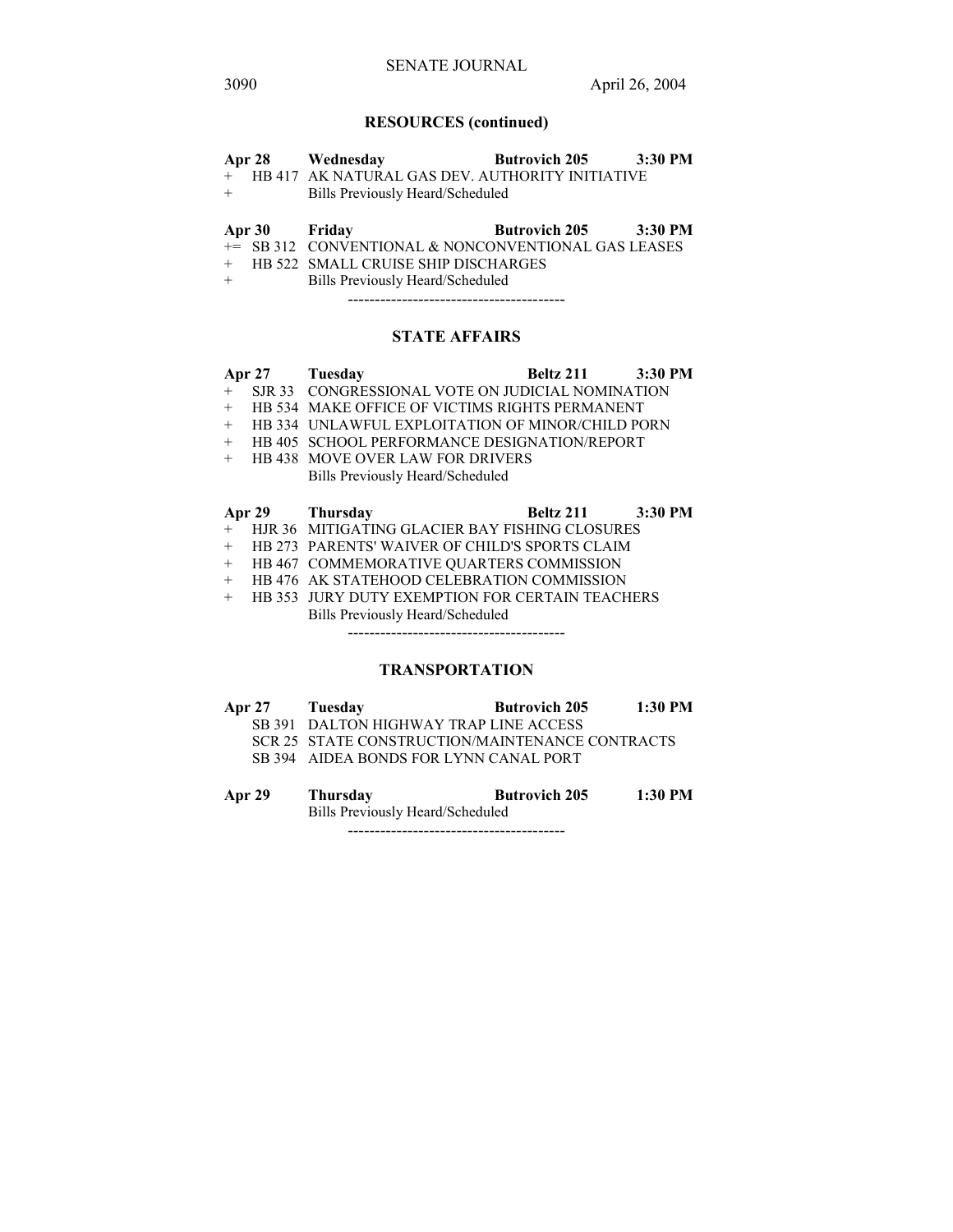## RESOURCES (continued)

| | | | | |
|---|---|---|---|---|
| **Apr 28** | | **Wednesday** | **Butrovich 205** | **3:30 PM** |
| + | HB 417 | AK NATURAL GAS DEV. AUTHORITY INITIATIVE | | |
| + | | Bills Previously Heard/Scheduled | | |

| | | | | |
|---|---|---|---|---|
| **Apr 30** | | **Friday** | **Butrovich 205** | **3:30 PM** |
| += | SB 312 | CONVENTIONAL & NONCONVENTIONAL GAS LEASES | | |
| + | HB 522 | SMALL CRUISE SHIP DISCHARGES | | |
| + | | Bills Previously Heard/Scheduled | | |

----------------------------------------

## STATE AFFAIRS

| | | | | |
|---|---|---|---|---|
| **Apr 27** | | **Tuesday** | **Beltz 211** | **3:30 PM** |
| + | SJR 33 | CONGRESSIONAL VOTE ON JUDICIAL NOMINATION | | |
| + | HB 534 | MAKE OFFICE OF VICTIMS RIGHTS PERMANENT | | |
| + | HB 334 | UNLAWFUL EXPLOITATION OF MINOR/CHILD PORN | | |
| + | HB 405 | SCHOOL PERFORMANCE DESIGNATION/REPORT | | |
| + | HB 438 | MOVE OVER LAW FOR DRIVERS | | |
| | | Bills Previously Heard/Scheduled | | |

| | | | | |
|---|---|---|---|---|
| **Apr 29** | | **Thursday** | **Beltz 211** | **3:30 PM** |
| + | HJR 36 | MITIGATING GLACIER BAY FISHING CLOSURES | | |
| + | HB 273 | PARENTS' WAIVER OF CHILD'S SPORTS CLAIM | | |
| + | HB 467 | COMMEMORATIVE QUARTERS COMMISSION | | |
| + | HB 476 | AK STATEHOOD CELEBRATION COMMISSION | | |
| + | HB 353 | JURY DUTY EXEMPTION FOR CERTAIN TEACHERS | | |
| | | Bills Previously Heard/Scheduled | | |

----------------------------------------

## TRANSPORTATION

| | | | | |
|---|---|---|---|---|
| **Apr 27** | | **Tuesday** | **Butrovich 205** | **1:30 PM** |
| | SB 391 | DALTON HIGHWAY TRAP LINE ACCESS | | |
| | SCR 25 | STATE CONSTRUCTION/MAINTENANCE CONTRACTS | | |
| | SB 394 | AIDEA BONDS FOR LYNN CANAL PORT | | |

| | | | | |
|---|---|---|---|---|
| **Apr 29** | | **Thursday** | **Butrovich 205** | **1:30 PM** |
| | | Bills Previously Heard/Scheduled | | |

----------------------------------------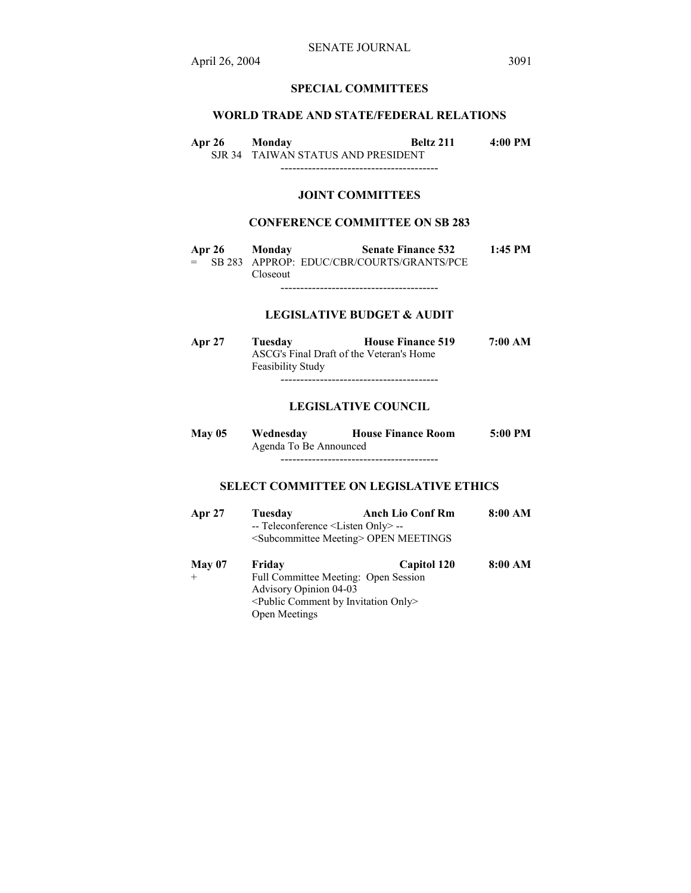## SPECIAL COMMITTEES

### WORLD TRADE AND STATE/FEDERAL RELATIONS

**Apr 26** **Monday** **Beltz 211** **4:00 PM**
SJR 34 TAIWAN STATUS AND PRESIDENT

----------------------------------------

## JOINT COMMITTEES

### CONFERENCE COMMITTEE ON SB 283

**Apr 26** **Monday** **Senate Finance 532** **1:45 PM**
= SB 283 APPROP: EDUC/CBR/COURTS/GRANTS/PCE
Closeout

----------------------------------------

### LEGISLATIVE BUDGET & AUDIT

**Apr 27** **Tuesday** **House Finance 519** **7:00 AM**
ASCG's Final Draft of the Veteran's Home
Feasibility Study

----------------------------------------

### LEGISLATIVE COUNCIL

**May 05** **Wednesday** **House Finance Room** **5:00 PM**
Agenda To Be Announced

----------------------------------------

### SELECT COMMITTEE ON LEGISLATIVE ETHICS

**Apr 27** **Tuesday** **Anch Lio Conf Rm** **8:00 AM**
-- Teleconference <Listen Only> --
<Subcommittee Meeting> OPEN MEETINGS

**May 07** **Friday** **Capitol 120** **8:00 AM**
\+ Full Committee Meeting: Open Session
Advisory Opinion 04-03
<Public Comment by Invitation Only>
Open Meetings